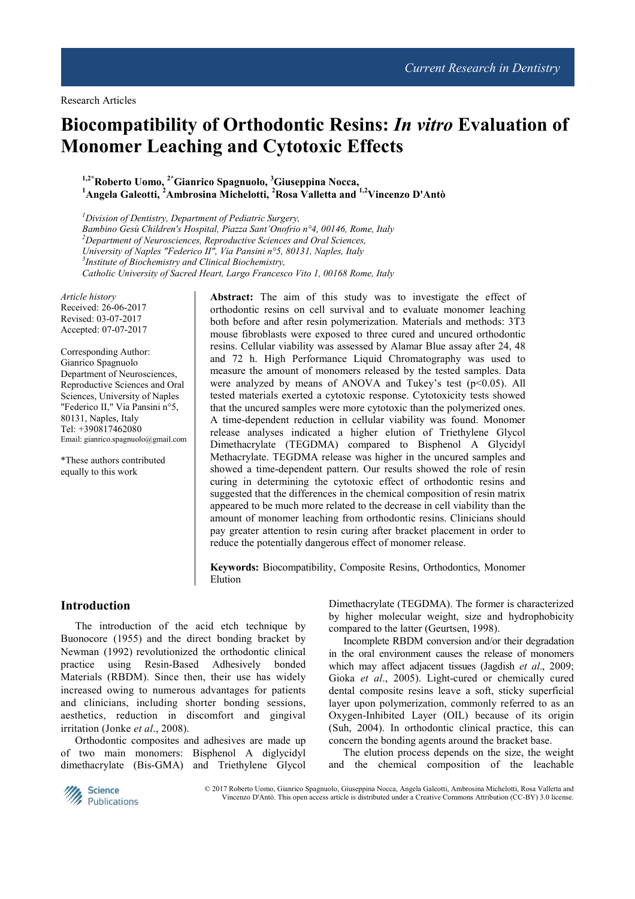Research Articles

# Biocompatibility of Orthodontic Resins: *In vitro* Evaluation of Monomer Leaching and Cytotoxic Effects

[1,2*]**Roberto Uomo**, [2*]**Gianrico Spagnuolo**, [3]**Giuseppina Nocca**, [1]**Angela Galeotti**, [2]**Ambrosina Michelotti**, [2]**Rosa Valletta** and [1,2]**Vincenzo D'Antò**

*[1]Division of Dentistry, Department of Pediatric Surgery, Bambino Gesù Children's Hospital, Piazza Sant'Onofrio n°4, 00146, Rome, Italy*
*[2]Department of Neurosciences, Reproductive Sciences and Oral Sciences, University of Naples "Federico II", Via Pansini n°5, 80131, Naples, Italy*
*[3]Institute of Biochemistry and Clinical Biochemistry, Catholic University of Sacred Heart, Largo Francesco Vito 1, 00168 Rome, Italy*

*Article history*
Received: 26-06-2017
Revised: 03-07-2017
Accepted: 07-07-2017

Corresponding Author:
Gianrico Spagnuolo
Department of Neurosciences, Reproductive Sciences and Oral Sciences, University of Naples "Federico II," Via Pansini n°5, 80131, Naples, Italy
Tel: +390817462080
Email: gianrico.spagnuolo@gmail.com

*These authors contributed equally to this work

**Abstract:** The aim of this study was to investigate the effect of orthodontic resins on cell survival and to evaluate monomer leaching both before and after resin polymerization. Materials and methods: 3T3 mouse fibroblasts were exposed to three cured and uncured orthodontic resins. Cellular viability was assessed by Alamar Blue assay after 24, 48 and 72 h. High Performance Liquid Chromatography was used to measure the amount of monomers released by the tested samples. Data were analyzed by means of ANOVA and Tukey's test ($p<0.05$). All tested materials exerted a cytotoxic response. Cytotoxicity tests showed that the uncured samples were more cytotoxic than the polymerized ones. A time-dependent reduction in cellular viability was found. Monomer release analyses indicated a higher elution of Triethylene Glycol Dimethacrylate (TEGDMA) compared to Bisphenol A Glycidyl Methacrylate. TEGDMA release was higher in the uncured samples and showed a time-dependent pattern. Our results showed the role of resin curing in determining the cytotoxic effect of orthodontic resins and suggested that the differences in the chemical composition of resin matrix appeared to be much more related to the decrease in cell viability than the amount of monomer leaching from orthodontic resins. Clinicians should pay greater attention to resin curing after bracket placement in order to reduce the potentially dangerous effect of monomer release.

**Keywords:** Biocompatibility, Composite Resins, Orthodontics, Monomer Elution

## Introduction

The introduction of the acid etch technique by Buonocore (1955) and the direct bonding bracket by Newman (1992) revolutionized the orthodontic clinical practice using Resin-Based Adhesively bonded Materials (RBDM). Since then, their use has widely increased owing to numerous advantages for patients and clinicians, including shorter bonding sessions, aesthetics, reduction in discomfort and gingival irritation (Jonke *et al*., 2008).

Orthodontic composites and adhesives are made up of two main monomers: Bisphenol A diglycidyl dimethacrylate (Bis-GMA) and Triethylene Glycol Dimethacrylate (TEGDMA). The former is characterized by higher molecular weight, size and hydrophobicity compared to the latter (Geurtsen, 1998).

Incomplete RBDM conversion and/or their degradation in the oral environment causes the release of monomers which may affect adjacent tissues (Jagdish *et al*., 2009; Gioka *et al*., 2005). Light-cured or chemically cured dental composite resins leave a soft, sticky superficial layer upon polymerization, commonly referred to as an Oxygen-Inhibited Layer (OIL) because of its origin (Suh, 2004). In orthodontic clinical practice, this can concern the bonding agents around the bracket base.

The elution process depends on the size, the weight and the chemical composition of the leachable

© 2017 Roberto Uomo, Gianrico Spagnuolo, Giuseppina Nocca, Angela Galeotti, Ambrosina Michelotti, Rosa Valletta and Vincenzo D'Antò. This open access article is distributed under a Creative Commons Attribution (CC-BY) 3.0 license.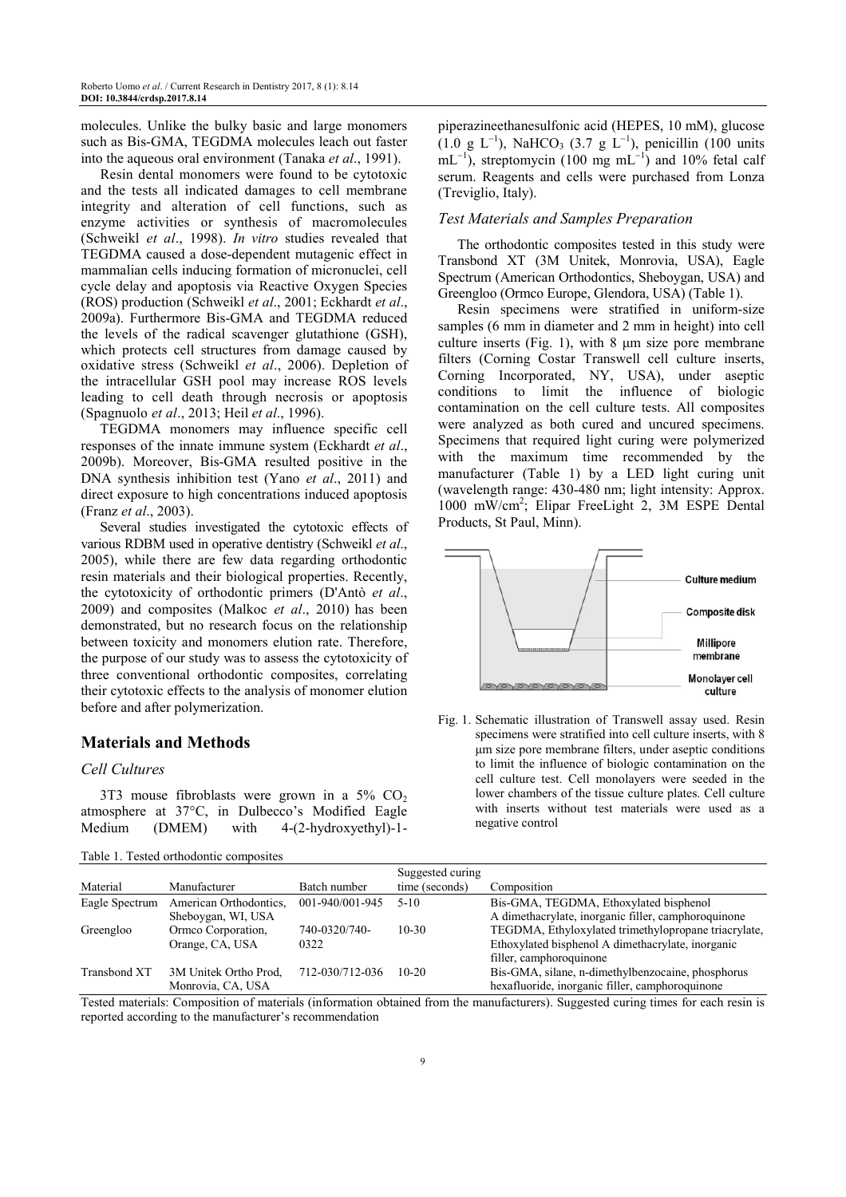molecules. Unlike the bulky basic and large monomers such as Bis-GMA, TEGDMA molecules leach out faster into the aqueous oral environment (Tanaka *et al*., 1991).

Resin dental monomers were found to be cytotoxic and the tests all indicated damages to cell membrane integrity and alteration of cell functions, such as enzyme activities or synthesis of macromolecules (Schweikl *et al*., 1998). *In vitro* studies revealed that TEGDMA caused a dose-dependent mutagenic effect in mammalian cells inducing formation of micronuclei, cell cycle delay and apoptosis via Reactive Oxygen Species (ROS) production (Schweikl *et al*., 2001; Eckhardt *et al*., 2009a). Furthermore Bis-GMA and TEGDMA reduced the levels of the radical scavenger glutathione (GSH), which protects cell structures from damage caused by oxidative stress (Schweikl *et al*., 2006). Depletion of the intracellular GSH pool may increase ROS levels leading to cell death through necrosis or apoptosis (Spagnuolo *et al*., 2013; Heil *et al*., 1996).

TEGDMA monomers may influence specific cell responses of the innate immune system (Eckhardt *et al*., 2009b). Moreover, Bis-GMA resulted positive in the DNA synthesis inhibition test (Yano *et al*., 2011) and direct exposure to high concentrations induced apoptosis (Franz *et al*., 2003).

Several studies investigated the cytotoxic effects of various RDBM used in operative dentistry (Schweikl *et al*., 2005), while there are few data regarding orthodontic resin materials and their biological properties. Recently, the cytotoxicity of orthodontic primers (D'Antò *et al*., 2009) and composites (Malkoc *et al*., 2010) has been demonstrated, but no research focus on the relationship between toxicity and monomers elution rate. Therefore, the purpose of our study was to assess the cytotoxicity of three conventional orthodontic composites, correlating their cytotoxic effects to the analysis of monomer elution before and after polymerization.

## Materials and Methods

### Cell Cultures

3T3 mouse fibroblasts were grown in a 5% $CO_2$ atmosphere at 37°C, in Dulbecco's Modified Eagle Medium (DMEM) with 4-(2-hydroxyethyl)-1-piperazineethanesulfonic acid (HEPES, 10 mM), glucose (1.0 g $L^{-1}$), $NaHCO_3$ (3.7 g $L^{-1}$), penicillin (100 units $mL^{-1}$), streptomycin (100 mg $mL^{-1}$) and 10% fetal calf serum. Reagents and cells were purchased from Lonza (Treviglio, Italy).

### Test Materials and Samples Preparation

The orthodontic composites tested in this study were Transbond XT (3M Unitek, Monrovia, USA), Eagle Spectrum (American Orthodontics, Sheboygan, USA) and Greengloo (Ormco Europe, Glendora, USA) (Table 1).

Resin specimens were stratified in uniform-size samples (6 mm in diameter and 2 mm in height) into cell culture inserts (Fig. 1), with 8 μm size pore membrane filters (Corning Costar Transwell cell culture inserts, Corning Incorporated, NY, USA), under aseptic conditions to limit the influence of biologic contamination on the cell culture tests. All composites were analyzed as both cured and uncured specimens. Specimens that required light curing were polymerized with the maximum time recommended by the manufacturer (Table 1) by a LED light curing unit (wavelength range: 430-480 nm; light intensity: Approx. 1000 mW/cm$^2$; Elipar FreeLight 2, 3M ESPE Dental Products, St Paul, Minn).

Fig. 1. Schematic illustration of Transwell assay used. Resin specimens were stratified into cell culture inserts, with 8 μm size pore membrane filters, under aseptic conditions to limit the influence of biologic contamination on the cell culture test. Cell monolayers were seeded in the lower chambers of the tissue culture plates. Cell culture with inserts without test materials were used as a negative control

Table 1. Tested orthodontic composites

| Material | Manufacturer | Batch number | Suggested curing time (seconds) | Composition |
|---|---|---|---|---|
| Eagle Spectrum | American Orthodontics, Sheboygan, WI, USA | 001-940/001-945 | 5-10 | Bis-GMA, TEGDMA, Ethoxylated bisphenol A dimethacrylate, inorganic filler, camphoroquinone |
| Greengloo | Ormco Corporation, Orange, CA, USA | 740-0320/740-0322 | 10-30 | TEGDMA, Ethyloxylated trimethylopropane triacrylate, Ethoxylated bisphenol A dimethacrylate, inorganic filler, camphoroquinone |
| Transbond XT | 3M Unitek Ortho Prod, Monrovia, CA, USA | 712-030/712-036 | 10-20 | Bis-GMA, silane, n-dimethylbenzocaine, phosphorus hexafluoride, inorganic filler, camphoroquinone |

Tested materials: Composition of materials (information obtained from the manufacturers). Suggested curing times for each resin is reported according to the manufacturer's recommendation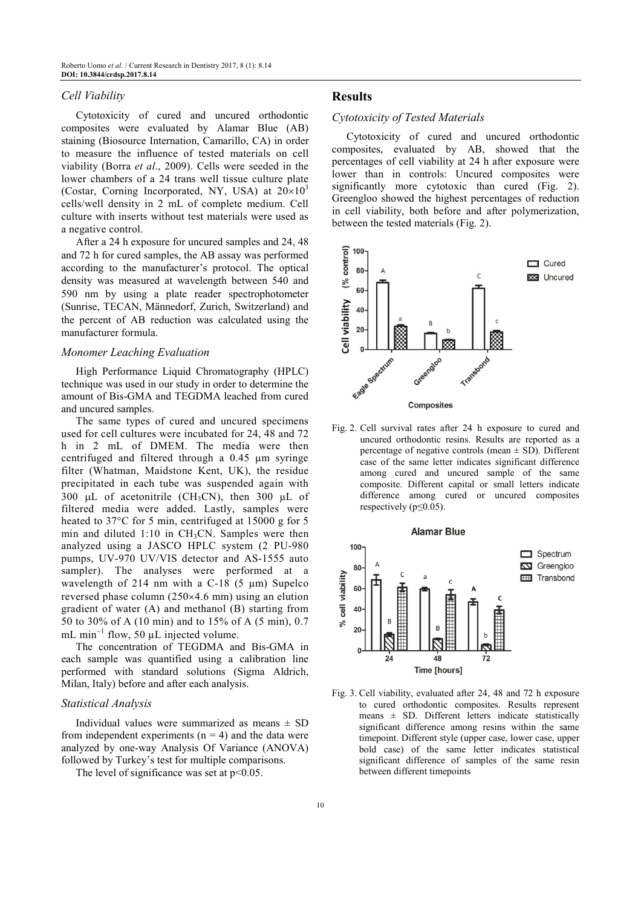### Cell Viability

Cytotoxicity of cured and uncured orthodontic composites were evaluated by Alamar Blue (AB) staining (Biosource Internation, Camarillo, CA) in order to measure the influence of tested materials on cell viability (Borra *et al*., 2009). Cells were seeded in the lower chambers of a 24 trans well tissue culture plate (Costar, Corning Incorporated, NY, USA) at $20\times10^3$ cells/well density in 2 mL of complete medium. Cell culture with inserts without test materials were used as a negative control.

After a 24 h exposure for uncured samples and 24, 48 and 72 h for cured samples, the AB assay was performed according to the manufacturer's protocol. The optical density was measured at wavelength between 540 and 590 nm by using a plate reader spectrophotometer (Sunrise, TECAN, Männedorf, Zurich, Switzerland) and the percent of AB reduction was calculated using the manufacturer formula.

### Monomer Leaching Evaluation

High Performance Liquid Chromatography (HPLC) technique was used in our study in order to determine the amount of Bis-GMA and TEGDMA leached from cured and uncured samples.

The same types of cured and uncured specimens used for cell cultures were incubated for 24, 48 and 72 h in 2 mL of DMEM. The media were then centrifuged and filtered through a 0.45 µm syringe filter (Whatman, Maidstone Kent, UK), the residue precipitated in each tube was suspended again with 300 µL of acetonitrile ($CH_3CN$), then 300 µL of filtered media were added. Lastly, samples were heated to 37°C for 5 min, centrifuged at 15000 g for 5 min and diluted 1:10 in $CH_3CN$. Samples were then analyzed using a JASCO HPLC system (2 PU-980 pumps, UV-970 UV/VIS detector and AS-1555 auto sampler). The analyses were performed at a wavelength of 214 nm with a C-18 (5 µm) Supelco reversed phase column (250×4.6 mm) using an elution gradient of water (A) and methanol (B) starting from 50 to 30% of A (10 min) and to 15% of A (5 min), 0.7 mL min$^{-1}$ flow, 50 µL injected volume.

The concentration of TEGDMA and Bis-GMA in each sample was quantified using a calibration line performed with standard solutions (Sigma Aldrich, Milan, Italy) before and after each analysis.

### Statistical Analysis

Individual values were summarized as means ± SD from independent experiments ($n = 4$) and the data were analyzed by one-way Analysis Of Variance (ANOVA) followed by Turkey's test for multiple comparisons.

The level of significance was set at $p<0.05$.

## Results

### Cytotoxicity of Tested Materials

Cytotoxicity of cured and uncured orthodontic composites, evaluated by AB, showed that the percentages of cell viability at 24 h after exposure were lower than in controls: Uncured composites were significantly more cytotoxic than cured (Fig. 2). Greengloo showed the highest percentages of reduction in cell viability, both before and after polymerization, between the tested materials (Fig. 2).

Fig. 2. Cell survival rates after 24 h exposure to cured and uncured orthodontic resins. Results are reported as a percentage of negative controls (mean ± SD). Different case of the same letter indicates significant difference among cured and uncured sample of the same composite. Different capital or small letters indicate difference among cured or uncured composites respectively ($p\leq0.05$).

Fig. 3. Cell viability, evaluated after 24, 48 and 72 h exposure to cured orthodontic composites. Results represent means ± SD. Different letters indicate statistically significant difference among resins within the same timepoint. Different style (upper case, lower case, upper bold case) of the same letter indicates statistical significant difference of samples of the same resin between different timepoints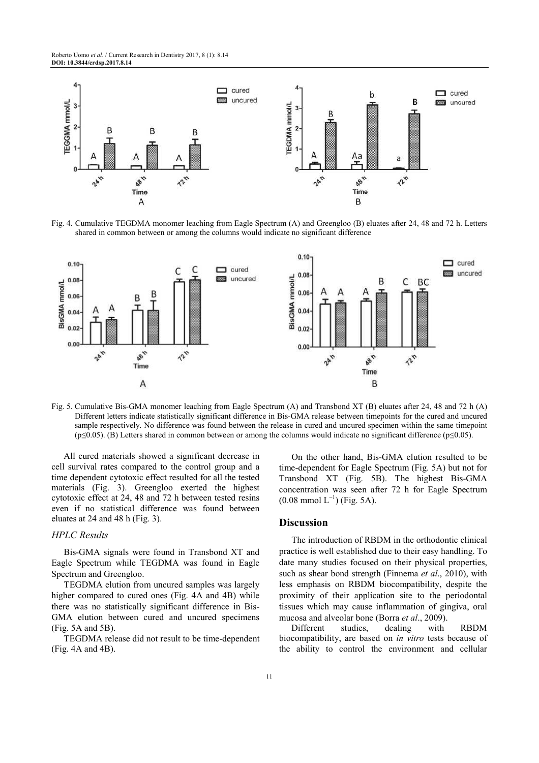Fig. 4. Cumulative TEGDMA monomer leaching from Eagle Spectrum (A) and Greengloo (B) eluates after 24, 48 and 72 h. Letters shared in common between or among the columns would indicate no significant difference

Fig. 5. Cumulative Bis-GMA monomer leaching from Eagle Spectrum (A) and Transbond XT (B) eluates after 24, 48 and 72 h (A) Different letters indicate statistically significant difference in Bis-GMA release between timepoints for the cured and uncured sample respectively. No difference was found between the release in cured and uncured specimen within the same timepoint ($p \leq 0.05$). (B) Letters shared in common between or among the columns would indicate no significant difference ($p \leq 0.05$).

All cured materials showed a significant decrease in cell survival rates compared to the control group and a time dependent cytotoxic effect resulted for all the tested materials (Fig. 3). Greengloo exerted the highest cytotoxic effect at 24, 48 and 72 h between tested resins even if no statistical difference was found between eluates at 24 and 48 h (Fig. 3).

### HPLC Results

Bis-GMA signals were found in Transbond XT and Eagle Spectrum while TEGDMA was found in Eagle Spectrum and Greengloo.

TEGDMA elution from uncured samples was largely higher compared to cured ones (Fig. 4A and 4B) while there was no statistically significant difference in Bis-GMA elution between cured and uncured specimens (Fig. 5A and 5B).

TEGDMA release did not result to be time-dependent (Fig. 4A and 4B).

On the other hand, Bis-GMA elution resulted to be time-dependent for Eagle Spectrum (Fig. 5A) but not for Transbond XT (Fig. 5B). The highest Bis-GMA concentration was seen after 72 h for Eagle Spectrum ($0.08$ mmol $L^{-1}$) (Fig. 5A).

## Discussion

The introduction of RBDM in the orthodontic clinical practice is well established due to their easy handling. To date many studies focused on their physical properties, such as shear bond strength (Finnema *et al*., 2010), with less emphasis on RBDM biocompatibility, despite the proximity of their application site to the periodontal tissues which may cause inflammation of gingiva, oral mucosa and alveolar bone (Borra *et al*., 2009).

Different studies, dealing with RBDM biocompatibility, are based on *in vitro* tests because of the ability to control the environment and cellular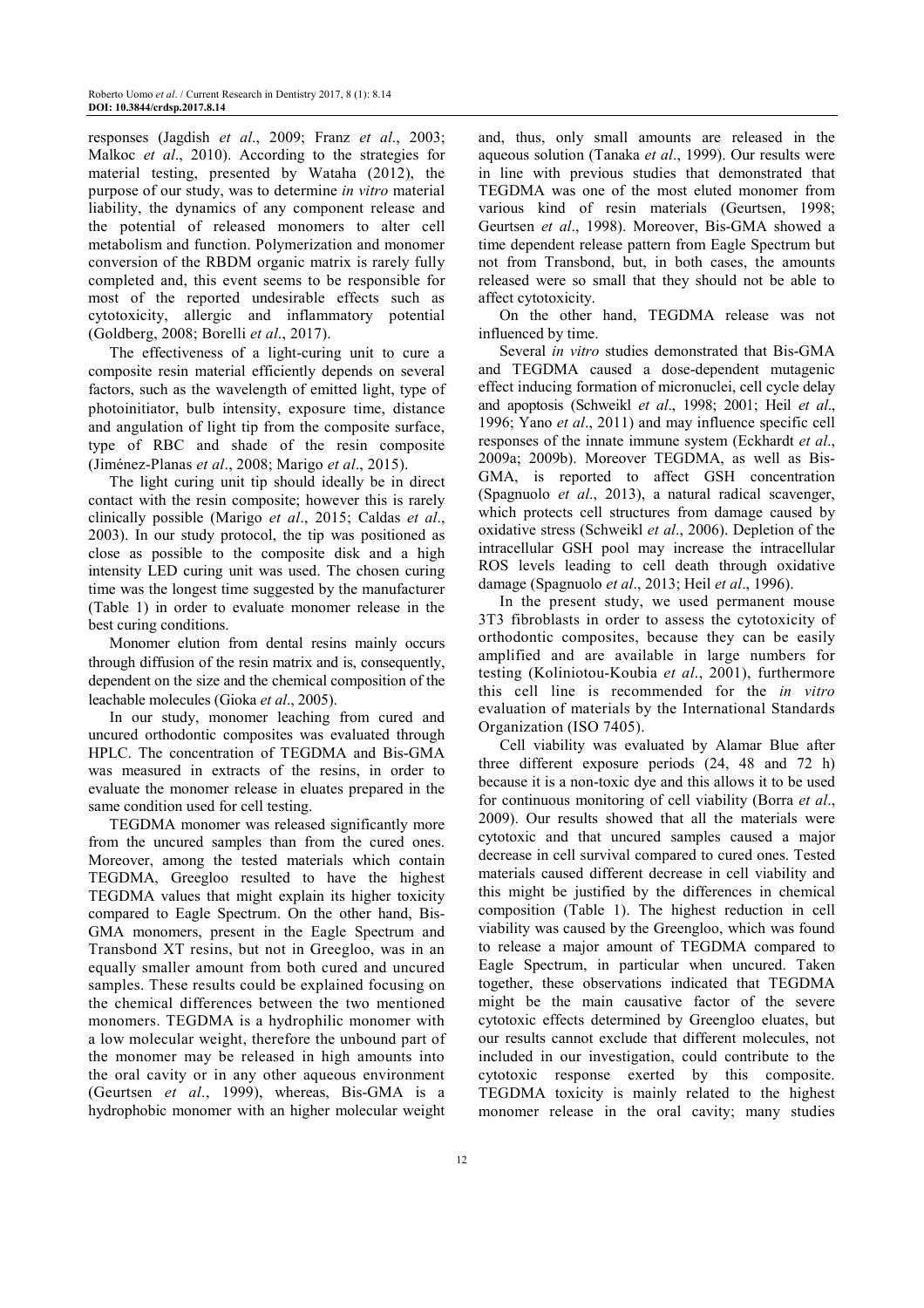responses (Jagdish *et al*., 2009; Franz *et al*., 2003; Malkoc *et al*., 2010). According to the strategies for material testing, presented by Wataha (2012), the purpose of our study, was to determine *in vitro* material liability, the dynamics of any component release and the potential of released monomers to alter cell metabolism and function. Polymerization and monomer conversion of the RBDM organic matrix is rarely fully completed and, this event seems to be responsible for most of the reported undesirable effects such as cytotoxicity, allergic and inflammatory potential (Goldberg, 2008; Borelli *et al*., 2017).

The effectiveness of a light-curing unit to cure a composite resin material efficiently depends on several factors, such as the wavelength of emitted light, type of photoinitiator, bulb intensity, exposure time, distance and angulation of light tip from the composite surface, type of RBC and shade of the resin composite (Jiménez-Planas *et al*., 2008; Marigo *et al*., 2015).

The light curing unit tip should ideally be in direct contact with the resin composite; however this is rarely clinically possible (Marigo *et al*., 2015; Caldas *et al*., 2003). In our study protocol, the tip was positioned as close as possible to the composite disk and a high intensity LED curing unit was used. The chosen curing time was the longest time suggested by the manufacturer (Table 1) in order to evaluate monomer release in the best curing conditions.

Monomer elution from dental resins mainly occurs through diffusion of the resin matrix and is, consequently, dependent on the size and the chemical composition of the leachable molecules (Gioka *et al*., 2005).

In our study, monomer leaching from cured and uncured orthodontic composites was evaluated through HPLC. The concentration of TEGDMA and Bis-GMA was measured in extracts of the resins, in order to evaluate the monomer release in eluates prepared in the same condition used for cell testing.

TEGDMA monomer was released significantly more from the uncured samples than from the cured ones. Moreover, among the tested materials which contain TEGDMA, Greegloo resulted to have the highest TEGDMA values that might explain its higher toxicity compared to Eagle Spectrum. On the other hand, Bis-GMA monomers, present in the Eagle Spectrum and Transbond XT resins, but not in Greegloo, was in an equally smaller amount from both cured and uncured samples. These results could be explained focusing on the chemical differences between the two mentioned monomers. TEGDMA is a hydrophilic monomer with a low molecular weight, therefore the unbound part of the monomer may be released in high amounts into the oral cavity or in any other aqueous environment (Geurtsen *et al*., 1999), whereas, Bis-GMA is a hydrophobic monomer with an higher molecular weight and, thus, only small amounts are released in the aqueous solution (Tanaka *et al*., 1999). Our results were in line with previous studies that demonstrated that TEGDMA was one of the most eluted monomer from various kind of resin materials (Geurtsen, 1998; Geurtsen *et al*., 1998). Moreover, Bis-GMA showed a time dependent release pattern from Eagle Spectrum but not from Transbond, but, in both cases, the amounts released were so small that they should not be able to affect cytotoxicity.

On the other hand, TEGDMA release was not influenced by time.

Several *in vitro* studies demonstrated that Bis-GMA and TEGDMA caused a dose-dependent mutagenic effect inducing formation of micronuclei, cell cycle delay and apoptosis (Schweikl *et al*., 1998; 2001; Heil *et al*., 1996; Yano *et al*., 2011) and may influence specific cell responses of the innate immune system (Eckhardt *et al*., 2009a; 2009b). Moreover TEGDMA, as well as Bis-GMA, is reported to affect GSH concentration (Spagnuolo *et al*., 2013), a natural radical scavenger, which protects cell structures from damage caused by oxidative stress (Schweikl *et al*., 2006). Depletion of the intracellular GSH pool may increase the intracellular ROS levels leading to cell death through oxidative damage (Spagnuolo *et al*., 2013; Heil *et al*., 1996).

In the present study, we used permanent mouse 3T3 fibroblasts in order to assess the cytotoxicity of orthodontic composites, because they can be easily amplified and are available in large numbers for testing (Koliniotou-Koubia *et al*., 2001), furthermore this cell line is recommended for the *in vitro* evaluation of materials by the International Standards Organization (ISO 7405).

Cell viability was evaluated by Alamar Blue after three different exposure periods (24, 48 and 72 h) because it is a non-toxic dye and this allows it to be used for continuous monitoring of cell viability (Borra *et al*., 2009). Our results showed that all the materials were cytotoxic and that uncured samples caused a major decrease in cell survival compared to cured ones. Tested materials caused different decrease in cell viability and this might be justified by the differences in chemical composition (Table 1). The highest reduction in cell viability was caused by the Greengloo, which was found to release a major amount of TEGDMA compared to Eagle Spectrum, in particular when uncured. Taken together, these observations indicated that TEGDMA might be the main causative factor of the severe cytotoxic effects determined by Greengloo eluates, but our results cannot exclude that different molecules, not included in our investigation, could contribute to the cytotoxic response exerted by this composite. TEGDMA toxicity is mainly related to the highest monomer release in the oral cavity; many studies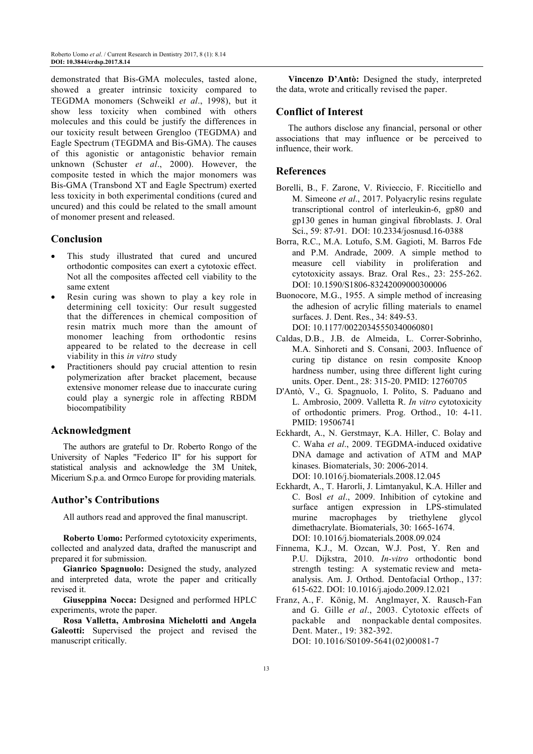demonstrated that Bis-GMA molecules, tasted alone, showed a greater intrinsic toxicity compared to TEGDMA monomers (Schweikl *et al*., 1998), but it show less toxicity when combined with others molecules and this could be justify the differences in our toxicity result between Grengloo (TEGDMA) and Eagle Spectrum (TEGDMA and Bis-GMA). The causes of this agonistic or antagonistic behavior remain unknown (Schuster *et al*., 2000). However, the composite tested in which the major monomers was Bis-GMA (Transbond XT and Eagle Spectrum) exerted less toxicity in both experimental conditions (cured and uncured) and this could be related to the small amount of monomer present and released.

## Conclusion

- This study illustrated that cured and uncured orthodontic composites can exert a cytotoxic effect. Not all the composites affected cell viability to the same extent
- Resin curing was shown to play a key role in determining cell toxicity: Our result suggested that the differences in chemical composition of resin matrix much more than the amount of monomer leaching from orthodontic resins appeared to be related to the decrease in cell viability in this *in vitro* study
- Practitioners should pay crucial attention to resin polymerization after bracket placement, because extensive monomer release due to inaccurate curing could play a synergic role in affecting RBDM biocompatibility

## Acknowledgment

The authors are grateful to Dr. Roberto Rongo of the University of Naples "Federico II" for his support for statistical analysis and acknowledge the 3M Unitek, Micerium S.p.a. and Ormco Europe for providing materials.

## Author's Contributions

All authors read and approved the final manuscript.

**Roberto Uomo:** Performed cytotoxicity experiments, collected and analyzed data, drafted the manuscript and prepared it for submission.

**Gianrico Spagnuolo:** Designed the study, analyzed and interpreted data, wrote the paper and critically revised it.

**Giuseppina Nocca:** Designed and performed HPLC experiments, wrote the paper.

**Rosa Valletta, Ambrosina Michelotti and Angela Galeotti:** Supervised the project and revised the manuscript critically.

**Vincenzo D'Antò:** Designed the study, interpreted the data, wrote and critically revised the paper.

## Conflict of Interest

The authors disclose any financial, personal or other associations that may influence or be perceived to influence, their work.

## References

Borelli, B., F. Zarone, V. Rivieccio, F. Riccitiello and M. Simeone *et al*., 2017. Polyacrylic resins regulate transcriptional control of interleukin-6, gp80 and gp130 genes in human gingival fibroblasts. J. Oral Sci., 59: 87-91. DOI: 10.2334/josnusd.16-0388

Borra, R.C., M.A. Lotufo, S.M. Gagioti, M. Barros Fde and P.M. Andrade, 2009. A simple method to measure cell viability in proliferation and cytotoxicity assays. Braz. Oral Res., 23: 255-262. DOI: 10.1590/S1806-83242009000300006

Buonocore, M.G., 1955. A simple method of increasing the adhesion of acrylic filling materials to enamel surfaces. J. Dent. Res., 34: 849-53. DOI: 10.1177/00220345550340060801

Caldas, D.B., J.B. de Almeida, L. Correr-Sobrinho, M.A. Sinhoreti and S. Consani, 2003. Influence of curing tip distance on resin composite Knoop hardness number, using three different light curing units. Oper. Dent., 28: 315-20. PMID: 12760705

D'Antò, V., G. Spagnuolo, I. Polito, S. Paduano and L. Ambrosio, 2009. Valletta R. *In vitro* cytotoxicity of orthodontic primers. Prog. Orthod., 10: 4-11. PMID: 19506741

Eckhardt, A., N. Gerstmayr, K.A. Hiller, C. Bolay and C. Waha *et al*., 2009. TEGDMA-induced oxidative DNA damage and activation of ATM and MAP kinases. Biomaterials, 30: 2006-2014. DOI: 10.1016/j.biomaterials.2008.12.045

Eckhardt, A., T. Harorli, J. Limtanyakul, K.A. Hiller and C. Bosl *et al*., 2009. Inhibition of cytokine and surface antigen expression in LPS-stimulated murine macrophages by triethylene glycol dimethacrylate. Biomaterials, 30: 1665-1674. DOI: 10.1016/j.biomaterials.2008.09.024

Finnema, K.J., M. Ozcan, W.J. Post, Y. Ren and P.U. Dijkstra, 2010. *In-vitro* orthodontic bond strength testing: A systematic review and meta-analysis. Am. J. Orthod. Dentofacial Orthop., 137: 615-622. DOI: 10.1016/j.ajodo.2009.12.021

Franz, A., F. König, M. Anglmayer, X. Rausch-Fan and G. Gille *et al*., 2003. Cytotoxic effects of packable and nonpackable dental composites. Dent. Mater., 19: 382-392. DOI: 10.1016/S0109-5641(02)00081-7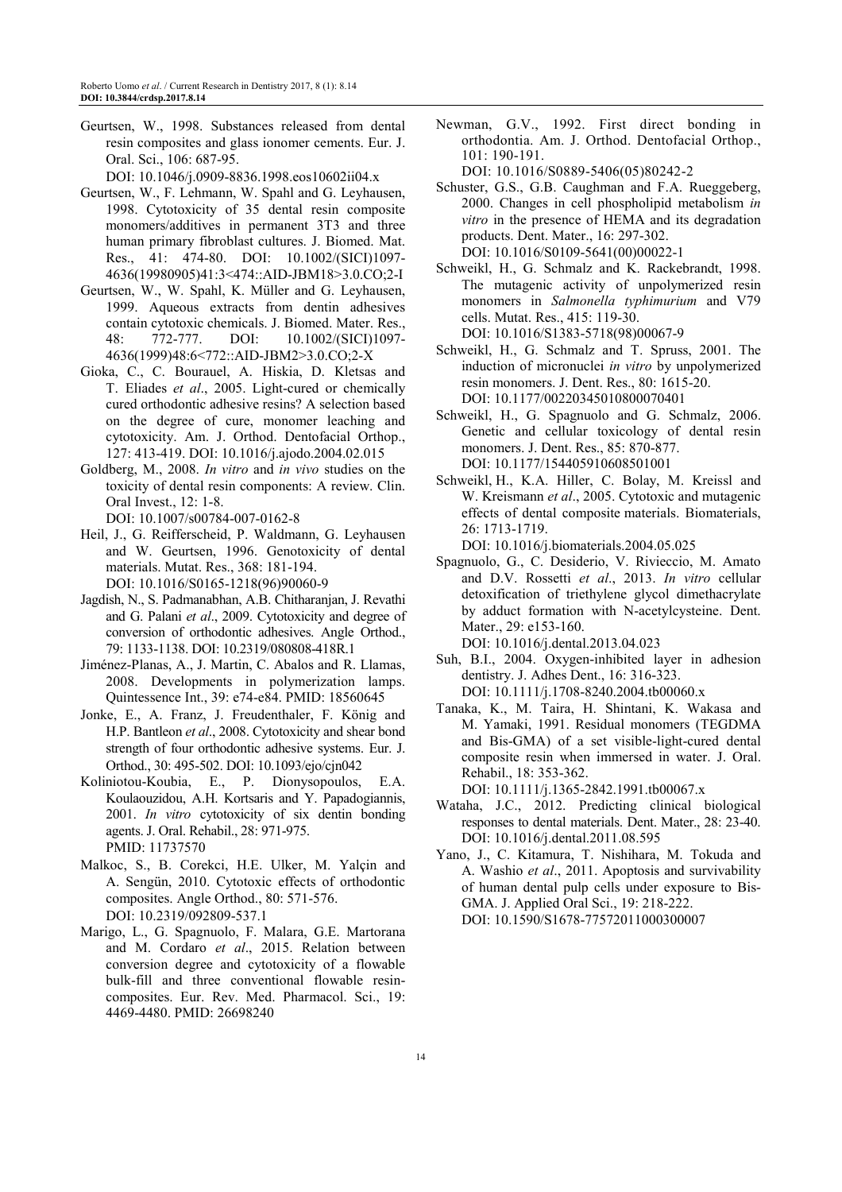Geurtsen, W., 1998. Substances released from dental resin composites and glass ionomer cements. Eur. J. Oral. Sci., 106: 687-95. DOI: 10.1046/j.0909-8836.1998.eos10602ii04.x

Geurtsen, W., F. Lehmann, W. Spahl and G. Leyhausen, 1998. Cytotoxicity of 35 dental resin composite monomers/additives in permanent 3T3 and three human primary fibroblast cultures. J. Biomed. Mat. Res., 41: 474-80. DOI: 10.1002/(SICI)1097-4636(19980905)41:3<474::AID-JBM18>3.0.CO;2-I

Geurtsen, W., W. Spahl, K. Müller and G. Leyhausen, 1999. Aqueous extracts from dentin adhesives contain cytotoxic chemicals. J. Biomed. Mater. Res., 48: 772-777. DOI: 10.1002/(SICI)1097-4636(1999)48:6<772::AID-JBM2>3.0.CO;2-X

Gioka, C., C. Bourauel, A. Hiskia, D. Kletsas and T. Eliades *et al*., 2005. Light-cured or chemically cured orthodontic adhesive resins? A selection based on the degree of cure, monomer leaching and cytotoxicity. Am. J. Orthod. Dentofacial Orthop., 127: 413-419. DOI: 10.1016/j.ajodo.2004.02.015

Goldberg, M., 2008. *In vitro* and *in vivo* studies on the toxicity of dental resin components: A review. Clin. Oral Invest., 12: 1-8. DOI: 10.1007/s00784-007-0162-8

Heil, J., G. Reifferscheid, P. Waldmann, G. Leyhausen and W. Geurtsen, 1996. Genotoxicity of dental materials. Mutat. Res., 368: 181-194. DOI: 10.1016/S0165-1218(96)90060-9

Jagdish, N., S. Padmanabhan, A.B. Chitharanjan, J. Revathi and G. Palani *et al*., 2009. Cytotoxicity and degree of conversion of orthodontic adhesives. Angle Orthod., 79: 1133-1138. DOI: 10.2319/080808-418R.1

Jiménez-Planas, A., J. Martin, C. Abalos and R. Llamas, 2008. Developments in polymerization lamps. Quintessence Int., 39: e74-e84. PMID: 18560645

Jonke, E., A. Franz, J. Freudenthaler, F. König and H.P. Bantleon *et al*., 2008. Cytotoxicity and shear bond strength of four orthodontic adhesive systems. Eur. J. Orthod., 30: 495-502. DOI: 10.1093/ejo/cjn042

Koliniotou-Koubia, E., P. Dionysopoulos, E.A. Koulaouzidou, A.H. Kortsaris and Y. Papadogiannis, 2001. *In vitro* cytotoxicity of six dentin bonding agents. J. Oral. Rehabil., 28: 971-975. PMID: 11737570

Malkoc, S., B. Corekci, H.E. Ulker, M. Yalçin and A. Sengün, 2010. Cytotoxic effects of orthodontic composites. Angle Orthod., 80: 571-576. DOI: 10.2319/092809-537.1

Marigo, L., G. Spagnuolo, F. Malara, G.E. Martorana and M. Cordaro *et al*., 2015. Relation between conversion degree and cytotoxicity of a flowable bulk-fill and three conventional flowable resin-composites. Eur. Rev. Med. Pharmacol. Sci., 19: 4469-4480. PMID: 26698240

Newman, G.V., 1992. First direct bonding in orthodontia. Am. J. Orthod. Dentofacial Orthop., 101: 190-191. DOI: 10.1016/S0889-5406(05)80242-2

Schuster, G.S., G.B. Caughman and F.A. Rueggeberg, 2000. Changes in cell phospholipid metabolism *in vitro* in the presence of HEMA and its degradation products. Dent. Mater., 16: 297-302. DOI: 10.1016/S0109-5641(00)00022-1

Schweikl, H., G. Schmalz and K. Rackebrandt, 1998. The mutagenic activity of unpolymerized resin monomers in *Salmonella typhimurium* and V79 cells. Mutat. Res., 415: 119-30. DOI: 10.1016/S1383-5718(98)00067-9

Schweikl, H., G. Schmalz and T. Spruss, 2001. The induction of micronuclei *in vitro* by unpolymerized resin monomers. J. Dent. Res., 80: 1615-20. DOI: 10.1177/00220345010800070401

Schweikl, H., G. Spagnuolo and G. Schmalz, 2006. Genetic and cellular toxicology of dental resin monomers. J. Dent. Res., 85: 870-877. DOI: 10.1177/154405910608501001

Schweikl, H., K.A. Hiller, C. Bolay, M. Kreissl and W. Kreismann *et al*., 2005. Cytotoxic and mutagenic effects of dental composite materials. Biomaterials, 26: 1713-1719. DOI: 10.1016/j.biomaterials.2004.05.025

Spagnuolo, G., C. Desiderio, V. Rivieccio, M. Amato and D.V. Rossetti *et al*., 2013. *In vitro* cellular detoxification of triethylene glycol dimethacrylate by adduct formation with N-acetylcysteine. Dent. Mater., 29: e153-160. DOI: 10.1016/j.dental.2013.04.023

Suh, B.I., 2004. Oxygen-inhibited layer in adhesion dentistry. J. Adhes Dent., 16: 316-323. DOI: 10.1111/j.1708-8240.2004.tb00060.x

Tanaka, K., M. Taira, H. Shintani, K. Wakasa and M. Yamaki, 1991. Residual monomers (TEGDMA and Bis-GMA) of a set visible-light-cured dental composite resin when immersed in water. J. Oral. Rehabil., 18: 353-362. DOI: 10.1111/j.1365-2842.1991.tb00067.x

Wataha, J.C., 2012. Predicting clinical biological responses to dental materials. Dent. Mater., 28: 23-40. DOI: 10.1016/j.dental.2011.08.595

Yano, J., C. Kitamura, T. Nishihara, M. Tokuda and A. Washio *et al*., 2011. Apoptosis and survivability of human dental pulp cells under exposure to Bis-GMA. J. Applied Oral Sci., 19: 218-222. DOI: 10.1590/S1678-77572011000300007